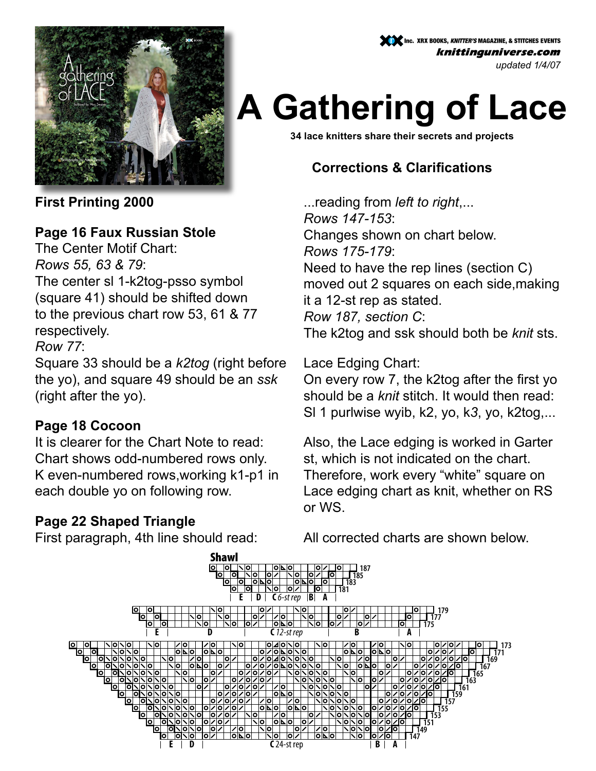Inc. XRX BOOKS, *KNITTER'S* MAGAZINE, & STITCHES EVENTS
**knittinguniverse.com**
*updated 1/4/07*

# A Gathering of Lace

**34 lace knitters share their secrets and projects**

## Corrections & Clarifications

### First Printing 2000

### Page 16 Faux Russian Stole

The Center Motif Chart:
*Rows 55, 63 & 79*:
The center sl 1-k2tog-psso symbol (square 41) should be shifted down to the previous chart row 53, 61 & 77 respectively.
*Row 77*:
Square 33 should be a *k2tog* (right before the yo), and square 49 should be an *ssk* (right after the yo).

### Page 18 Cocoon

It is clearer for the Chart Note to read: Chart shows odd-numbered rows only. K even-numbered rows,working k1-p1 in each double yo on following row.

### Page 22 Shaped Triangle

First paragraph, 4th line should read: ...reading from *left to right*,...
*Rows 147-153*:
Changes shown on chart below.
*Rows 175-179*:
Need to have the rep lines (section C) moved out 2 squares on each side,making it a 12-st rep as stated.
*Row 187, section C*:
The k2tog and ssk should both be *knit* sts.

Lace Edging Chart:
On every row 7, the k2tog after the first yo should be a *knit* stitch. It would then read: Sl 1 purlwise wyib, k2, yo, k*3*, yo, k2tog,...

Also, the Lace edging is worked in Garter st, which is not indicated on the chart. Therefore, work every "white" square on Lace edging chart as knit, whether on RS or WS.

All corrected charts are shown below.

**Shawl**

Rows 181–187: E | D | C 6-st rep | B | A

Rows 175–179: E | D | C 12-st rep | B | A

Rows 147–173: E | D | C 24-st rep | B | A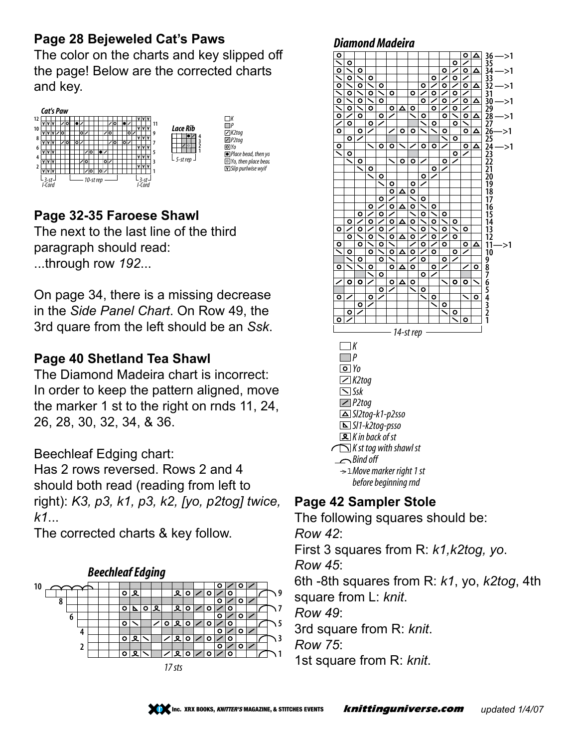## Page 28 Bejeweled Cat's Paws

The color on the charts and key slipped off the page! Below are the corrected charts and key.

*Cat's Paw*

*Lace Rib*

- K
- P
- K2tog
- P2tog
- Yo
- Place bead, then yo
- Yo, then place bead
- Slip purlwise wyif

## Page 32-35 Faroese Shawl

The next to the last line of the third paragraph should read:
...through row *192*...

On page 34, there is a missing decrease in the *Side Panel Chart*. On Row 49, the 3rd quare from the left should be an *Ssk*.

## Page 40 Shetland Tea Shawl

The Diamond Madeira chart is incorrect: In order to keep the pattern aligned, move the marker 1 st to the right on rnds 11, 24, 26, 28, 30, 32, 34, & 36.

Beechleaf Edging chart:
Has 2 rows reversed. Rows 2 and 4 should both read (reading from left to right): *K3, p3, k1, p3, k2, [yo, p2tog] twice, k1*...
The corrected charts & key follow.

*Beechleaf Edging*

*Diamond Madeira*

- K
- P
- Yo
- K2tog
- Ssk
- P2tog
- Sl2tog-k1-p2sso
- Sl1-k2tog-psso
- K in back of st
- K st tog with shawl st
- Bind off
- Move marker right 1 st before beginning rnd

## Page 42 Sampler Stole

The following squares should be:
*Row 42*:
First 3 squares from R: *k1,k2tog, yo*.
*Row 45*:
6th -8th squares from R: *k1*, yo, *k2tog*, 4th square from L: *knit*.
*Row 49*:
3rd square from R: *knit*.
*Row 75*:
1st square from R: *knit*.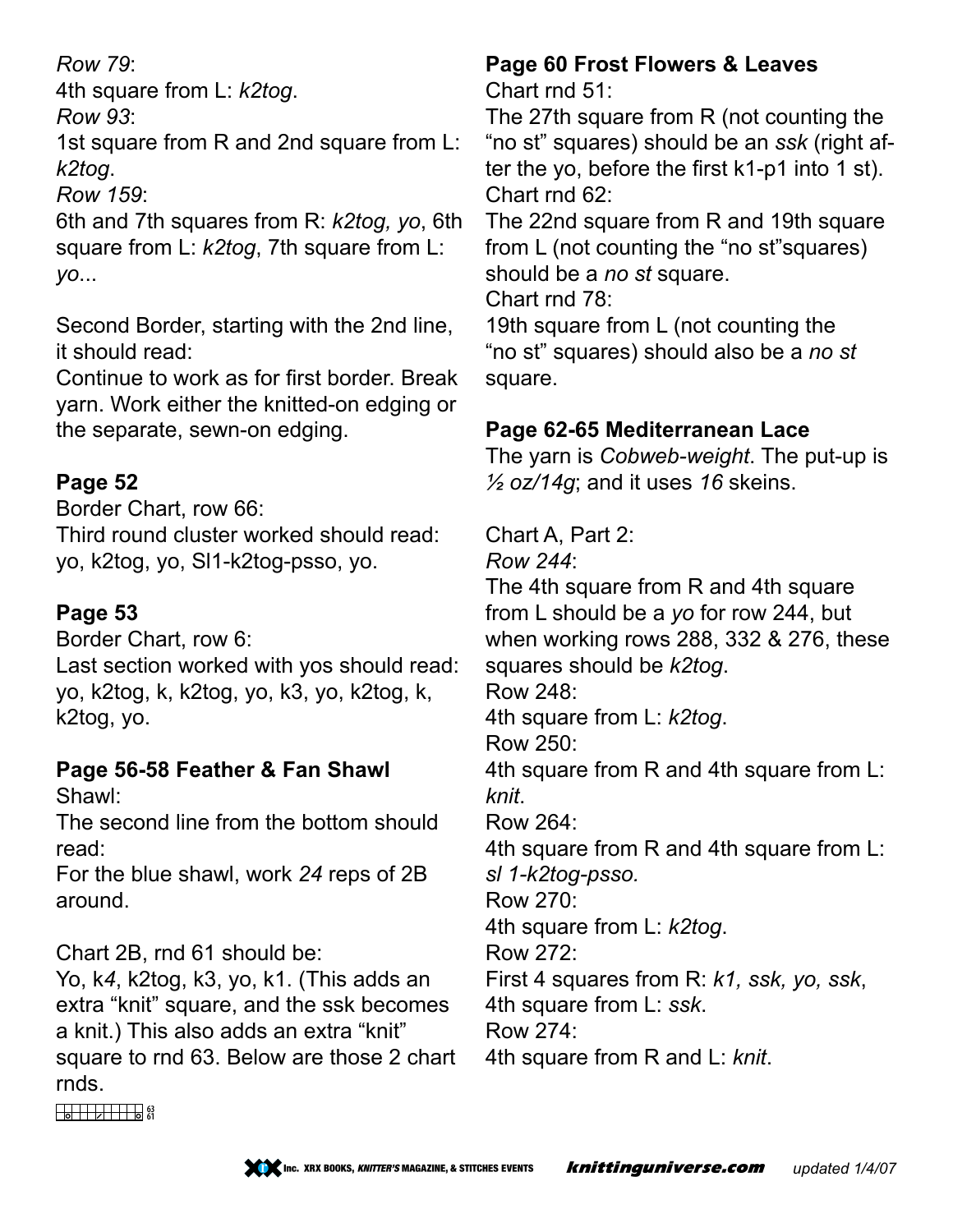*Row 79*:
4th square from L: *k2tog*.
*Row 93*:
1st square from R and 2nd square from L: *k2tog*.
*Row 159*:
6th and 7th squares from R: *k2tog, yo*, 6th square from L: *k2tog*, 7th square from L: *yo*...

Second Border, starting with the 2nd line, it should read:
Continue to work as for first border. Break yarn. Work either the knitted-on edging or the separate, sewn-on edging.

### Page 52

Border Chart, row 66:
Third round cluster worked should read: yo, k2tog, yo, Sl1-k2tog-psso, yo.

### Page 53

Border Chart, row 6:
Last section worked with yos should read: yo, k2tog, k, k2tog, yo, k3, yo, k2tog, k, k2tog, yo.

### Page 56-58 Feather & Fan Shawl

Shawl:
The second line from the bottom should read:
For the blue shawl, work *24* reps of 2B around.

Chart 2B, rnd 61 should be:
Yo, k*4*, k2tog, k3, yo, k1. (This adds an extra "knit" square, and the ssk becomes a knit.) This also adds an extra "knit" square to rnd 63. Below are those 2 chart rnds.

63
61

### Page 60 Frost Flowers & Leaves

Chart rnd 51:
The 27th square from R (not counting the "no st" squares) should be an *ssk* (right after the yo, before the first k1-p1 into 1 st).
Chart rnd 62:
The 22nd square from R and 19th square from L (not counting the "no st"squares) should be a *no st* square.
Chart rnd 78:
19th square from L (not counting the "no st" squares) should also be a *no st* square.

### Page 62-65 Mediterranean Lace

The yarn is *Cobweb-weight*. The put-up is *½ oz/14g*; and it uses *16* skeins.

Chart A, Part 2:
*Row 244*:
The 4th square from R and 4th square from L should be a *yo* for row 244, but when working rows 288, 332 & 276, these squares should be *k2tog*.
Row 248:
4th square from L: *k2tog*.
Row 250:
4th square from R and 4th square from L: *knit*.
Row 264:
4th square from R and 4th square from L: *sl 1-k2tog-psso.*
Row 270:
4th square from L: *k2tog*.
Row 272:
First 4 squares from R: *k1, ssk, yo, ssk*, 4th square from L: *ssk*.
Row 274:
4th square from R and L: *knit*.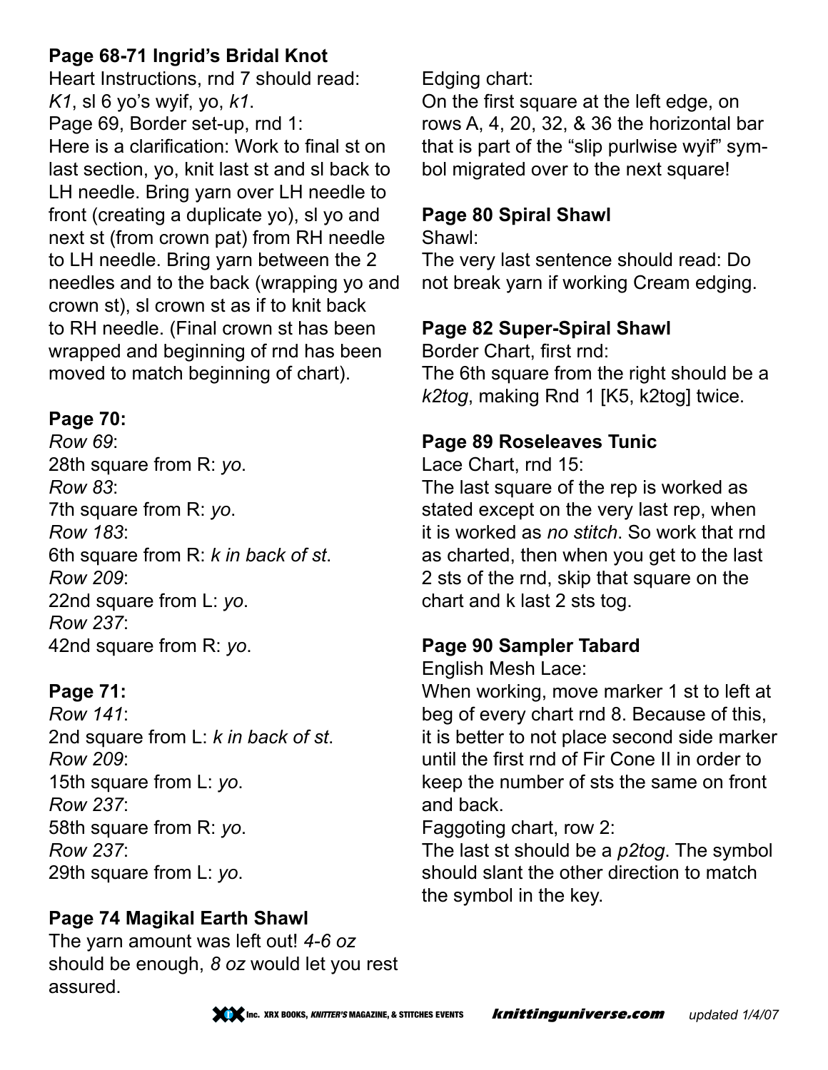**Page 68-71 Ingrid's Bridal Knot**

Heart Instructions, rnd 7 should read:
*K1*, sl 6 yo's wyif, yo, *k1*.

Page 69, Border set-up, rnd 1:
Here is a clarification: Work to final st on last section, yo, knit last st and sl back to LH needle. Bring yarn over LH needle to front (creating a duplicate yo), sl yo and next st (from crown pat) from RH needle to LH needle. Bring yarn between the 2 needles and to the back (wrapping yo and crown st), sl crown st as if to knit back to RH needle. (Final crown st has been wrapped and beginning of rnd has been moved to match beginning of chart).

**Page 70:**

*Row 69*:
28th square from R: *yo*.
*Row 83*:
7th square from R: *yo*.
*Row 183*:
6th square from R: *k in back of st*.
*Row 209*:
22nd square from L: *yo*.
*Row 237*:
42nd square from R: *yo*.

**Page 71:**

*Row 141*:
2nd square from L: *k in back of st*.
*Row 209*:
15th square from L: *yo*.
*Row 237*:
58th square from R: *yo*.
*Row 237*:
29th square from L: *yo*.

**Page 74 Magikal Earth Shawl**

The yarn amount was left out! *4-6 oz* should be enough, *8 oz* would let you rest assured.

Edging chart:
On the first square at the left edge, on rows A, 4, 20, 32, & 36 the horizontal bar that is part of the "slip purlwise wyif" symbol migrated over to the next square!

**Page 80 Spiral Shawl**

Shawl:
The very last sentence should read: Do not break yarn if working Cream edging.

**Page 82 Super-Spiral Shawl**

Border Chart, first rnd:
The 6th square from the right should be a *k2tog*, making Rnd 1 [K5, k2tog] twice.

**Page 89 Roseleaves Tunic**

Lace Chart, rnd 15:
The last square of the rep is worked as stated except on the very last rep, when it is worked as *no stitch*. So work that rnd as charted, then when you get to the last 2 sts of the rnd, skip that square on the chart and k last 2 sts tog.

**Page 90 Sampler Tabard**

English Mesh Lace:
When working, move marker 1 st to left at beg of every chart rnd 8. Because of this, it is better to not place second side marker until the first rnd of Fir Cone II in order to keep the number of sts the same on front and back.

Faggoting chart, row 2:
The last st should be a *p2tog*. The symbol should slant the other direction to match the symbol in the key.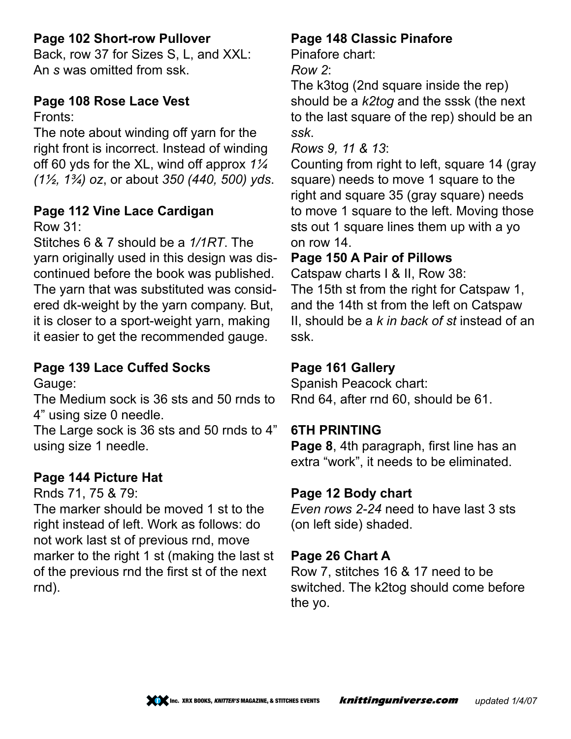**Page 102 Short-row Pullover**
Back, row 37 for Sizes S, L, and XXL:
An *s* was omitted from ssk.

**Page 108 Rose Lace Vest**
Fronts:
The note about winding off yarn for the right front is incorrect. Instead of winding off 60 yds for the XL, wind off approx *1¼ (1½, 1¾) oz*, or about *350 (440, 500) yds*.

**Page 112 Vine Lace Cardigan**
Row 31:
Stitches 6 & 7 should be a *1/1RT*. The yarn originally used in this design was discontinued before the book was published. The yarn that was substituted was considered dk-weight by the yarn company. But, it is closer to a sport-weight yarn, making it easier to get the recommended gauge.

**Page 139 Lace Cuffed Socks**
Gauge:
The Medium sock is 36 sts and 50 rnds to 4" using size 0 needle.
The Large sock is 36 sts and 50 rnds to 4" using size 1 needle.

**Page 144 Picture Hat**
Rnds 71, 75 & 79:
The marker should be moved 1 st to the right instead of left. Work as follows: do not work last st of previous rnd, move marker to the right 1 st (making the last st of the previous rnd the first st of the next rnd).

**Page 148 Classic Pinafore**
Pinafore chart:
*Row 2*:
The k3tog (2nd square inside the rep) should be a *k2tog* and the sssk (the next to the last square of the rep) should be an *ssk*.
*Rows 9, 11 & 13*:
Counting from right to left, square 14 (gray square) needs to move 1 square to the right and square 35 (gray square) needs to move 1 square to the left. Moving those sts out 1 square lines them up with a yo on row 14.

**Page 150 A Pair of Pillows**
Catspaw charts I & II, Row 38:
The 15th st from the right for Catspaw 1, and the 14th st from the left on Catspaw II, should be a *k in back of st* instead of an ssk.

**Page 161 Gallery**
Spanish Peacock chart:
Rnd 64, after rnd 60, should be 61.

**6TH PRINTING**

**Page 8**, 4th paragraph, first line has an extra "work", it needs to be eliminated.

**Page 12 Body chart**
*Even rows 2-24* need to have last 3 sts (on left side) shaded.

**Page 26 Chart A**
Row 7, stitches 16 & 17 need to be switched. The k2tog should come before the yo.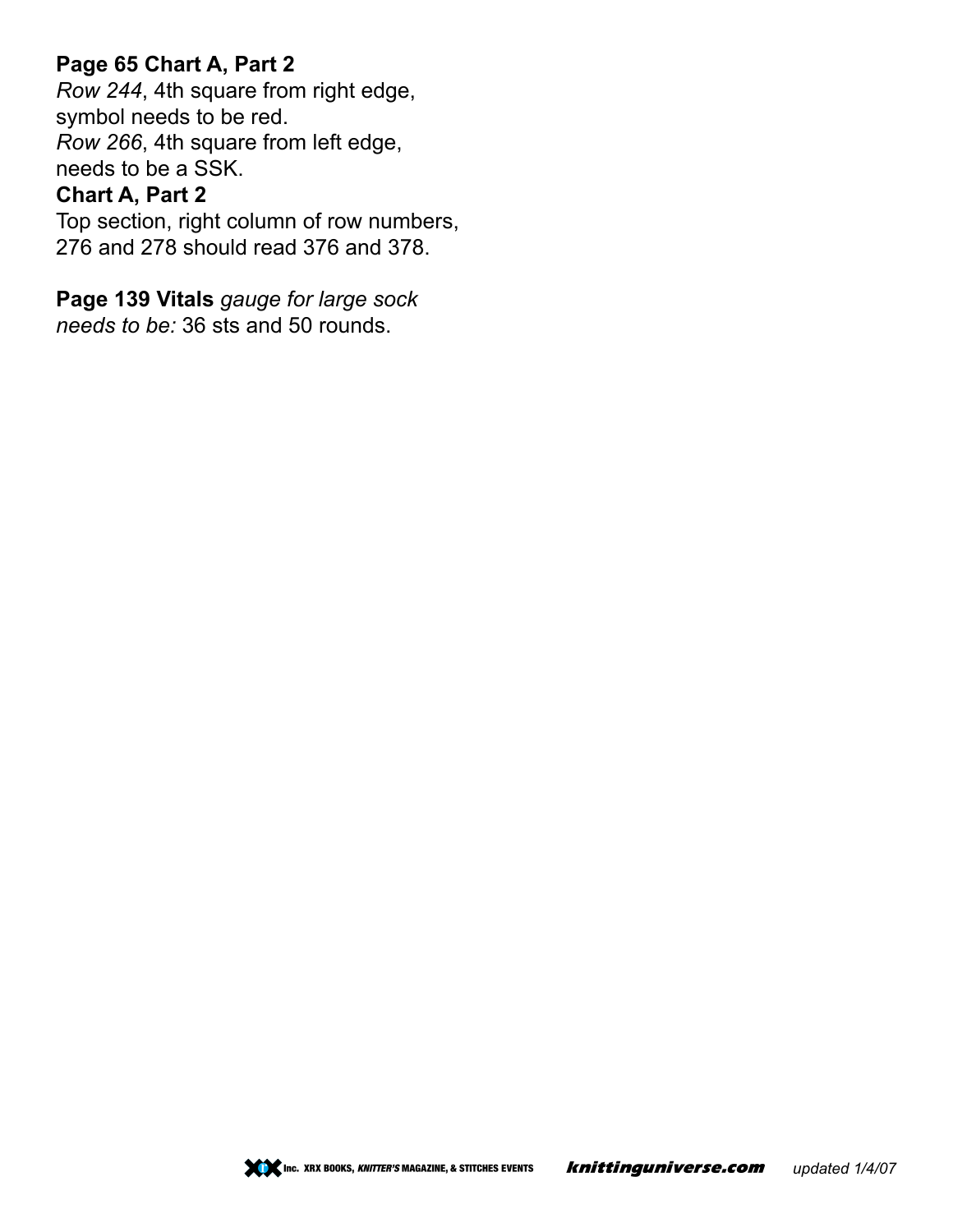**Page 65 Chart A, Part 2**

*Row 244*, 4th square from right edge, symbol needs to be red.

*Row 266*, 4th square from left edge, needs to be a SSK.

**Chart A, Part 2**

Top section, right column of row numbers, 276 and 278 should read 376 and 378.

**Page 139 Vitals** *gauge for large sock needs to be:* 36 sts and 50 rounds.